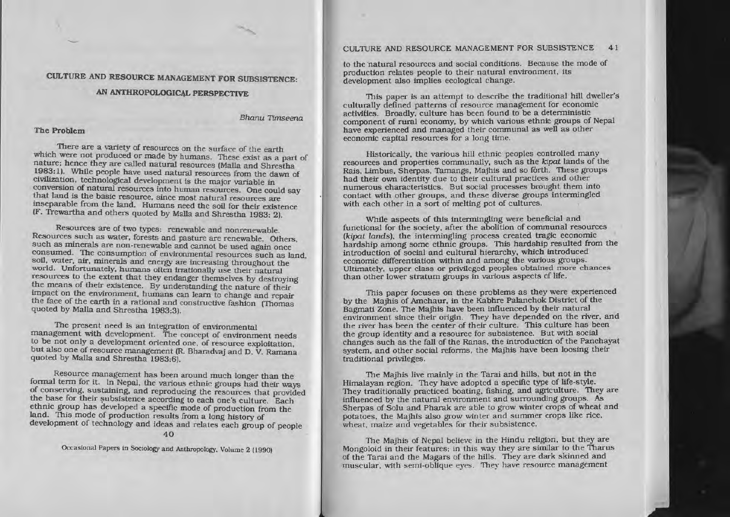# CULTURE AND RESOURCE MANAGEMENT FOR SUBSISTENCE: AN ANTHROPOLOGICAL PERSPECTIVE

*Bhanu Timseena*

## The Problem

There are a variety of resources on the surface of the earth which were not produced or made by humans. These exist as a part of nature; hence they are called natural resources (Malla and Shrestha 1983:1). While people have used natural resources from the dawn of civilization, technological development is the major variable in conversion of natural resources into human resources. One could say that land is the basic resource, since most natural resources are inseparable from the land. Humans need the soil for their existence (F. Trewartha and others quoted by Malla and Shrestha 1983: 2).

Resources are of two types: renewable and nonrenewable. Resources such as water, forests and pasture are renewable. Others, such as minerals are non-renewable and cannot be used again once consumed. The consumption of environmental resources such as land, soil, water, air, minerals and energy are increasing throughout the world. Unfortunately, humans often irrationally use their natural resources to the extent that they endanger themselves by destroying the means of their existence. By understanding the nature of their impact on the environment, humans can learn to change and repair the face of the earth in a rational and constructive fashion (Thomas quoted by Malla and Shrestha 1983:3).

The present need is an integration of environmental management with development. The concept of environment needs to be not only a development oriented one, of resource exploitation, but also one of resource management (R. Bharadvaj and D. V. Ramana quoted by Malla and Shrestha 1983:6).

Resource management has been around much longer than the formal term for it. In Nepal, the various ethnic groups had their ways of conserving, sustaining, and reproducing the resources that provided the base for their subsistence according to each one's culture. Each ethnic group has developed a specific mode of production from the land. This mode of production results from a long history of development of technology and ideas and relates each group of people to the natural resources and social conditions. Because the mode of production relates people to their natural environment, its development also implies ecological change.

This paper is an attempt to describe the traditional hill dweller's culturally defined patterns of resource management for economic activities. Broadly, culture has been found to be a deterministic component of rural economy, by which various ethnic groups of Nepal have experienced and managed their communal as well as other economic capital resources for a long time.

Historically, the various hill ethnic peoples controlled many resources and properties communally, such as the *kipat* lands of the Rais, Limbus, Sherpas, Tamangs, Majhis and so forth. These groups had their own identity due to their cultural practices and other numerous characteristics. But social processes brought them into contact with other groups, and these diverse groups intermingled with each other in a sort of melting pot of cultures.

While aspects of this intermingling were beneficial and functional for the society, after the abolition of communal resources (*kipat lands*), the intermingling process created tragic economic hardship among some ethnic groups. This hardship resulted from the introduction of social and cultural hierarchy, which introduced economic differentiation within and among the various groups. Ultimately, upper class or privileged peoples obtained more chances than other lower stratum groups in various aspects of life.

This paper focuses on these problems as they were experienced by the Majhis of Amchaur, in the Kabhre Palanchok District of the Bagmati Zone. The Majhis have been influenced by their natural environment since their origin. They have depended on the river, and the river has been the center of their culture. This culture has been the group identity and a resource for subsistence. But with social changes such as the fall of the Ranas, the introduction of the Panchayat system, and other social reforms, the Majhis have been loosing their traditional privileges.

The Majhis live mainly in the Tarai and hills, but not in the Himalayan region. They have adopted a specific type of life-style. They traditionally practiced boating, fishing, and agriculture. They are influenced by the natural environment and surrounding groups. As Sherpas of Solu and Pharak are able to grow winter crops of wheat and potatoes, the Majhis also grow winter and summer crops like rice, wheat, maize and vegetables for their subsistence.

The Majhis of Nepal believe in the Hindu religion, but they are Mongoloid in their features; in this way they are similar to the Tharus of the Tarai and the Magars of the hills. They are dark skinned and muscular, with semi-oblique eyes. They have resource management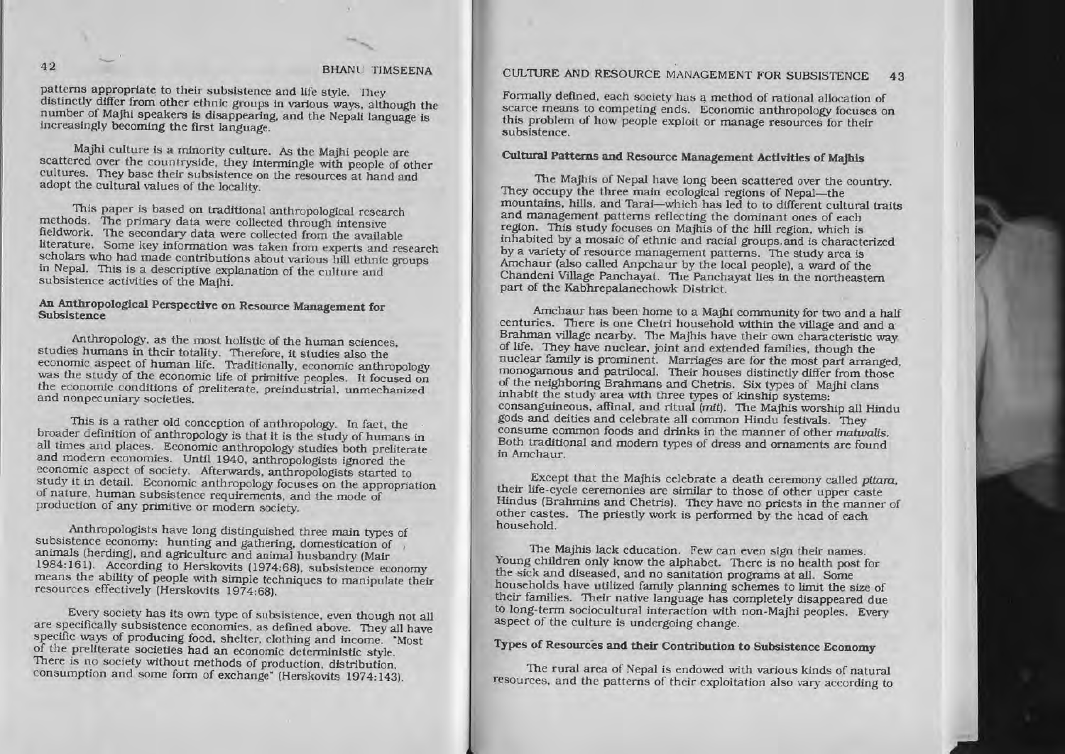patterns appropriate to their subsistence and life style. They distinctly differ from other ethnic groups in various ways, although the number of Majhi speakers is disappearing, and the Nepali language is increasingly becoming the first language.

Majhi culture is a minority culture. As the Majhi people are scattered over the countryside, they intermingle with people of other cultures. They base their subsistence on the resources at hand and adopt the cultural values of the locality.

This paper is based on traditional anthropological research methods. The primary data were collected through intensive fieldwork. The secondary data were collected from the available literature. Some key information was taken from experts and research scholars who had made contributions about various hill ethnic groups in Nepal. This is a descriptive explanation of the culture and subsistence activities of the Majhi.

## An Anthropological Perspective on Resource Management for Subsistence

Anthropology, as the most holistic of the human sciences, studies humans in their totality. Therefore, it studies also the economic aspect of human life. Traditionally, economic anthropology was the study of the economic life of primitive peoples. It focused on the economic conditions of preliterate, preindustrial, unmechanized and nonpecuniary societies.

This is a rather old conception of anthropology. In fact, the broader definition of anthropology is that it is the study of humans in all times and places. Economic anthropology studies both preliterate and modern economies. Until 1940, anthropologists ignored the economic aspect of society. Afterwards, anthropologists started to study it in detail. Economic anthropology focuses on the appropriation of nature, human subsistence requirements, and the mode of production of any primitive or modern society.

Anthropologists have long distinguished three main types of subsistence economy: hunting and gathering, domestication of animals (herding), and agriculture and animal husbandry (Mair 1984:161). According to Herskovits (1974:68), subsistence economy means the ability of people with simple techniques to manipulate their resources effectively (Herskovits 1974:68).

Every society has its own type of subsistence, even though not all are specifically subsistence economies, as defined above. They all have specific ways of producing food, shelter, clothing and income. "Most of the preliterate societies had an economic deterministic style. There is no society without methods of production, distribution, consumption and some form of exchange" (Herskovits 1974:143). Formally defined, each society has a method of rational allocation of scarce means to competing ends. Economic anthropology focuses on this problem of how people exploit or manage resources for their subsistence.

## Cultural Patterns and Resource Management Activities of Majhis

The Majhis of Nepal have long been scattered over the country. They occupy the three main ecological regions of Nepal—the mountains, hills, and Tarai—which has led to to different cultural traits and management patterns reflecting the dominant ones of each region. This study focuses on Majhis of the hill region, which is inhabited by a mosaic of ethnic and racial groups, and is characterized by a variety of resource management patterns. The study area is Amchaur (also called Anpchaur by the local people), a ward of the Chandeni Village Panchayat. The Panchayat lies in the northeastern part of the Kabhrepalanechowk District.

Amchaur has been home to a Majhi community for two and a half centuries. There is one Chetri household within the village and and a Brahman village nearby. The Majhis have their own characteristic way of life. They have nuclear, joint and extended families, though the nuclear family is prominent. Marriages are for the most part arranged, monogamous and patrilocal. Their houses distinctly differ from those of the neighboring Brahmans and Chetris. Six types of Majhi clans inhabit the study area with three types of kinship systems: consanguineous, affinal, and ritual (*mit*). The Majhis worship all Hindu gods and deities and celebrate all common Hindu festivals. They consume common foods and drinks in the manner of other *matwalis*. Both traditional and modern types of dress and ornaments are found in Amchaur.

Except that the Majhis celebrate a death ceremony called *pitara*, their life-cycle ceremonies are similar to those of other upper caste Hindus (Brahmins and Chetris). They have no priests in the manner of other castes. The priestly work is performed by the head of each household.

The Majhis lack education. Few can even sign their names. Young children only know the alphabet. There is no health post for the sick and diseased, and no sanitation programs at all. Some households have utilized family planning schemes to limit the size of their families. Their native language has completely disappeared due to long-term sociocultural interaction with non-Majhi peoples. Every aspect of the culture is undergoing change.

## Types of Resources and their Contribution to Subsistence Economy

The rural area of Nepal is endowed with various kinds of natural resources, and the patterns of their exploitation also vary according to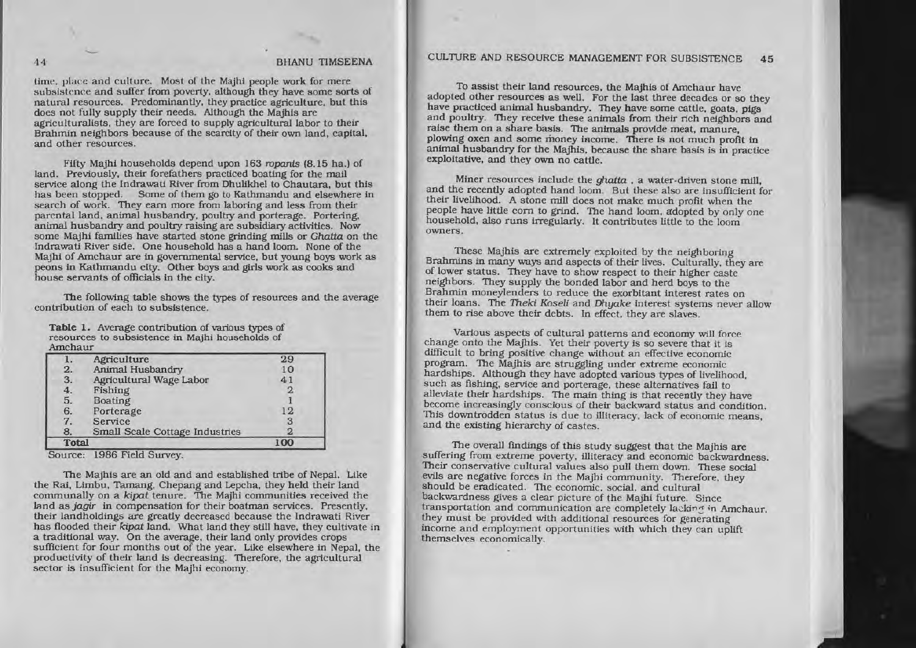time, place and culture. Most of the Majhi people work for mere subsistence and suffer from poverty, although they have some sorts of natural resources. Predominantly, they practice agriculture, but this does not fully supply their needs. Although the Majhis are agriculturalists, they are forced to supply agricultural labor to their Brahmin neighbors because of the scarcity of their own land, capital, and other resources.

Fifty Majhi households depend upon 163 *ropanis* (8.15 ha.) of land. Previously, their forefathers practiced boating for the mail service along the Indrawati River from Dhulikhel to Chautara, but this has been stopped. Some of them go to Kathmandu and elsewhere in search of work. They earn more from laboring and less from their parental land, animal husbandry, poultry and porterage. Portering, animal husbandry and poultry raising are subsidiary activities. Now some Majhi families have started stone grinding mills or *Ghatta* on the Indrawati River side. One household has a hand loom. None of the Majhi of Amchaur are in governmental service, but young boys work as peons in Kathmandu city. Other boys and girls work as cooks and house servants of officials in the city.

The following table shows the types of resources and the average contribution of each to subsistence.

**Table 1.** Average contribution of various types of resources to subsistence in Majhi households of Amchaur

| | | |
|---|---|---|
| 1. | Agriculture | 29 |
| 2. | Animal Husbandry | 10 |
| 3. | Agricultural Wage Labor | 41 |
| 4. | Fishing | 2 |
| 5. | Boating | 1 |
| 6. | Porterage | 12 |
| 7. | Service | 3 |
| 8. | Small Scale Cottage Industries | 2 |
| **Total** | | **100** |

Source: 1986 Field Survey.

The Majhis are an old and and established tribe of Nepal. Like the Rai, Limbu, Tamang, Chepang and Lepcha, they held their land communally on a *kipat* tenure. The Majhi communities received the land as *jagir* in compensation for their boatman services. Presently, their landholdings are greatly decreased because the Indrawati River has flooded their *kipat* land. What land they still have, they cultivate in a traditional way. On the average, their land only provides crops sufficient for four months out of the year. Like elsewhere in Nepal, the productivity of their land is decreasing. Therefore, the agricultural sector is insufficient for the Majhi economy.

To assist their land resources, the Majhis of Amchaur have adopted other resources as well. For the last three decades or so they have practiced animal husbandry. They have some cattle, goats, pigs and poultry. They receive these animals from their rich neighbors and raise them on a share basis. The animals provide meat, manure, plowing oxen and some money income. There is not much profit in animal husbandry for the Majhis, because the share basis is in practice exploitative, and they own no cattle.

Miner resources include the *ghatta*, a water-driven stone mill, and the recently adopted hand loom. But these also are insufficient for their livelihood. A stone mill does not make much profit when the people have little corn to grind. The hand loom, adopted by only one household, also runs irregularly. It contributes little to the loom owners.

These Majhis are extremely exploited by the neighboring Brahmins in many ways and aspects of their lives. Culturally, they are of lower status. They have to show respect to their higher caste neighbors. They supply the bonded labor and herd boys to the Brahmin moneylenders to reduce the exorbitant interest rates on their loans. The *Theki Koseli* and *Dhyake* interest systems never allow them to rise above their debts. In effect, they are slaves.

Various aspects of cultural patterns and economy will force change onto the Majhis. Yet their poverty is so severe that it is difficult to bring positive change without an effective economic program. The Majhis are struggling under extreme economic hardships. Although they have adopted various types of livelihood, such as fishing, service and porterage, these alternatives fail to alleviate their hardships. The main thing is that recently they have become increasingly conscious of their backward status and condition. This downtrodden status is due to illiteracy, lack of economic means, and the existing hierarchy of castes.

The overall findings of this study suggest that the Majhis are suffering from extreme poverty, illiteracy and economic backwardness. Their conservative cultural values also pull them down. These social evils are negative forces in the Majhi community. Therefore, they should be eradicated. The economic, social, and cultural backwardness gives a clear picture of the Majhi future. Since transportation and communication are completely lacking in Amchaur, they must be provided with additional resources for generating income and employment opportunities with which they can uplift themselves economically.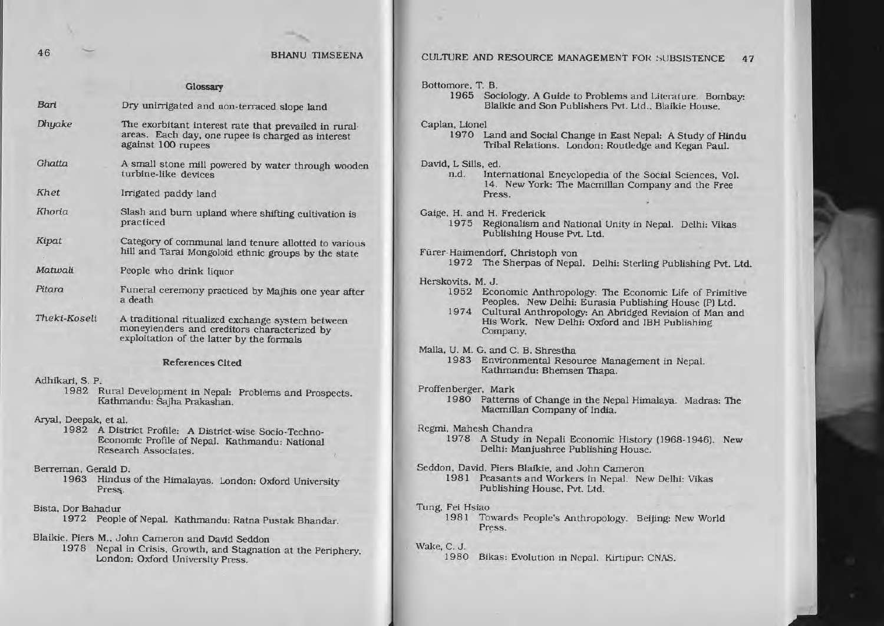### Glossary

| | |
|---|---|
| *Bari* | Dry unirrigated and non-terraced slope land |
| *Dhyake* | The exorbitant interest rate that prevailed in rural areas. Each day, one rupee is charged as interest against 100 rupees |
| *Ghatta* | A small stone mill powered by water through wooden turbine-like devices |
| *Khet* | Irrigated paddy land |
| *Khoria* | Slash and burn upland where shifting cultivation is practiced |
| *Kipat* | Category of communal land tenure allotted to various hill and Tarai Mongoloid ethnic groups by the state |
| *Matwali* | People who drink liquor |
| *Pitara* | Funeral ceremony practiced by Majhis one year after a death |
| *Theki-Koseli* | A traditional ritualized exchange system between moneylenders and creditors characterized by exploitation of the latter by the formals |

### References Cited

Adhikari, S. P.
1982 Rural Development in Nepal: Problems and Prospects. Kathmandu: Sajha Prakashan.

Aryal, Deepak, et al.
1982 A District Profile: A District-wise Socio-Techno-Economic Profile of Nepal. Kathmandu: National Research Associates.

Berreman, Gerald D.
1963 Hindus of the Himalayas. London: Oxford University Press.

Bista, Dor Bahadur
1972 People of Nepal. Kathmandu: Ratna Pustak Bhandar.

Blaikie, Piers M., John Cameron and David Seddon
1978 Nepal in Crisis, Growth, and Stagnation at the Periphery. London: Oxford University Press.

Bottomore, T. B.
1965 Sociology, A Guide to Problems and Literature. Bombay: Blaikie and Son Publishers Pvt. Ltd., Blaikie House.

Caplan, Lionel
1970 Land and Social Change in East Nepal: A Study of Hindu Tribal Relations. London: Routledge and Kegan Paul.

David, L Sills, ed.
n.d. International Encyclopedia of the Social Sciences, Vol. 14. New York: The Macmillan Company and the Free Press.

Gaige, H. and H. Frederick
1975 Regionalism and National Unity in Nepal. Delhi: Vikas Publishing House Pvt. Ltd.

Fürer-Haimendorf, Christoph von
1972 The Sherpas of Nepal. Delhi: Sterling Publishing Pvt. Ltd.

Herskovits, M. J.
1952 Economic Anthropology: The Economic Life of Primitive Peoples. New Delhi: Eurasia Publishing House (P) Ltd.
1974 Cultural Anthropology: An Abridged Revision of Man and His Work. New Delhi: Oxford and IBH Publishing Company.

Malla, U. M. G. and C. B. Shrestha
1983 Environmental Resource Management in Nepal. Kathmandu: Bhemsen Thapa.

Proffenberger, Mark
1980 Patterns of Change in the Nepal Himalaya. Madras: The Macmillan Company of India.

Regmi, Mahesh Chandra
1978 A Study in Nepali Economic History (1968-1946). New Delhi: Manjushree Publishing House.

Seddon, David, Piers Blaikie, and John Cameron
1981 Peasants and Workers in Nepal. New Delhi: Vikas Publishing House, Pvt. Ltd.

Tung, Fei Hsiao
1981 Towards People's Anthropology. Beijing: New World Press.

Wake, C. J.
1980 Bikas: Evolution in Nepal. Kirtipur: CNAS.